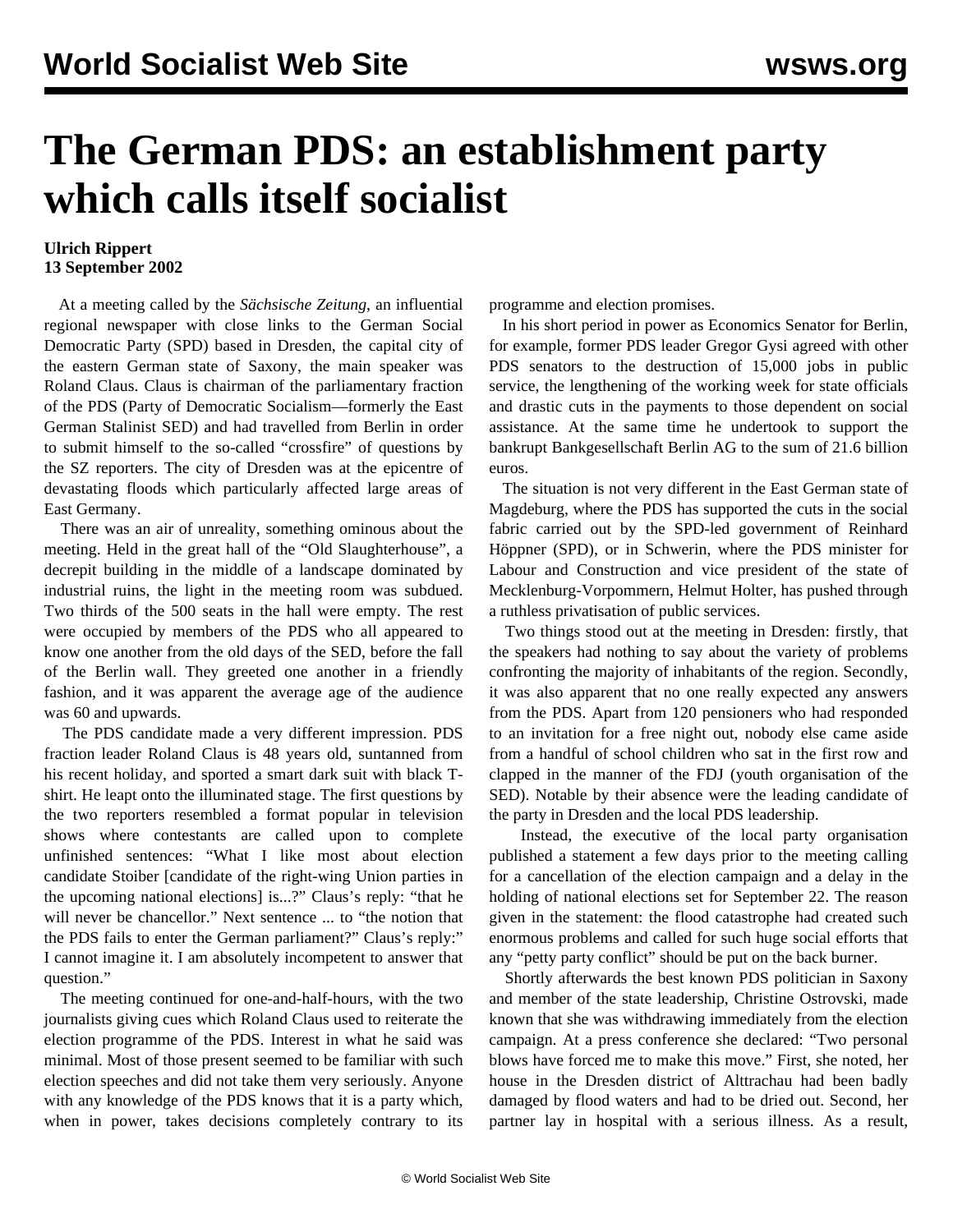# The German PDS: an establishment party which calls itself socialist

**Ulrich Rippert**
**13 September 2002**

At a meeting called by the *Sächsische Zeitung*, an influential regional newspaper with close links to the German Social Democratic Party (SPD) based in Dresden, the capital city of the eastern German state of Saxony, the main speaker was Roland Claus. Claus is chairman of the parliamentary fraction of the PDS (Party of Democratic Socialism—formerly the East German Stalinist SED) and had travelled from Berlin in order to submit himself to the so-called "crossfire" of questions by the SZ reporters. The city of Dresden was at the epicentre of devastating floods which particularly affected large areas of East Germany.

There was an air of unreality, something ominous about the meeting. Held in the great hall of the "Old Slaughterhouse", a decrepit building in the middle of a landscape dominated by industrial ruins, the light in the meeting room was subdued. Two thirds of the 500 seats in the hall were empty. The rest were occupied by members of the PDS who all appeared to know one another from the old days of the SED, before the fall of the Berlin wall. They greeted one another in a friendly fashion, and it was apparent the average age of the audience was 60 and upwards.

The PDS candidate made a very different impression. PDS fraction leader Roland Claus is 48 years old, suntanned from his recent holiday, and sported a smart dark suit with black T-shirt. He leapt onto the illuminated stage. The first questions by the two reporters resembled a format popular in television shows where contestants are called upon to complete unfinished sentences: "What I like most about election candidate Stoiber [candidate of the right-wing Union parties in the upcoming national elections] is...?" Claus's reply: "that he will never be chancellor." Next sentence ... to "the notion that the PDS fails to enter the German parliament?" Claus's reply:" I cannot imagine it. I am absolutely incompetent to answer that question."

The meeting continued for one-and-half-hours, with the two journalists giving cues which Roland Claus used to reiterate the election programme of the PDS. Interest in what he said was minimal. Most of those present seemed to be familiar with such election speeches and did not take them very seriously. Anyone with any knowledge of the PDS knows that it is a party which, when in power, takes decisions completely contrary to its programme and election promises.

In his short period in power as Economics Senator for Berlin, for example, former PDS leader Gregor Gysi agreed with other PDS senators to the destruction of 15,000 jobs in public service, the lengthening of the working week for state officials and drastic cuts in the payments to those dependent on social assistance. At the same time he undertook to support the bankrupt Bankgesellschaft Berlin AG to the sum of 21.6 billion euros.

The situation is not very different in the East German state of Magdeburg, where the PDS has supported the cuts in the social fabric carried out by the SPD-led government of Reinhard Höppner (SPD), or in Schwerin, where the PDS minister for Labour and Construction and vice president of the state of Mecklenburg-Vorpommern, Helmut Holter, has pushed through a ruthless privatisation of public services.

Two things stood out at the meeting in Dresden: firstly, that the speakers had nothing to say about the variety of problems confronting the majority of inhabitants of the region. Secondly, it was also apparent that no one really expected any answers from the PDS. Apart from 120 pensioners who had responded to an invitation for a free night out, nobody else came aside from a handful of school children who sat in the first row and clapped in the manner of the FDJ (youth organisation of the SED). Notable by their absence were the leading candidate of the party in Dresden and the local PDS leadership.

Instead, the executive of the local party organisation published a statement a few days prior to the meeting calling for a cancellation of the election campaign and a delay in the holding of national elections set for September 22. The reason given in the statement: the flood catastrophe had created such enormous problems and called for such huge social efforts that any "petty party conflict" should be put on the back burner.

Shortly afterwards the best known PDS politician in Saxony and member of the state leadership, Christine Ostrovski, made known that she was withdrawing immediately from the election campaign. At a press conference she declared: "Two personal blows have forced me to make this move." First, she noted, her house in the Dresden district of Alttrachau had been badly damaged by flood waters and had to be dried out. Second, her partner lay in hospital with a serious illness. As a result,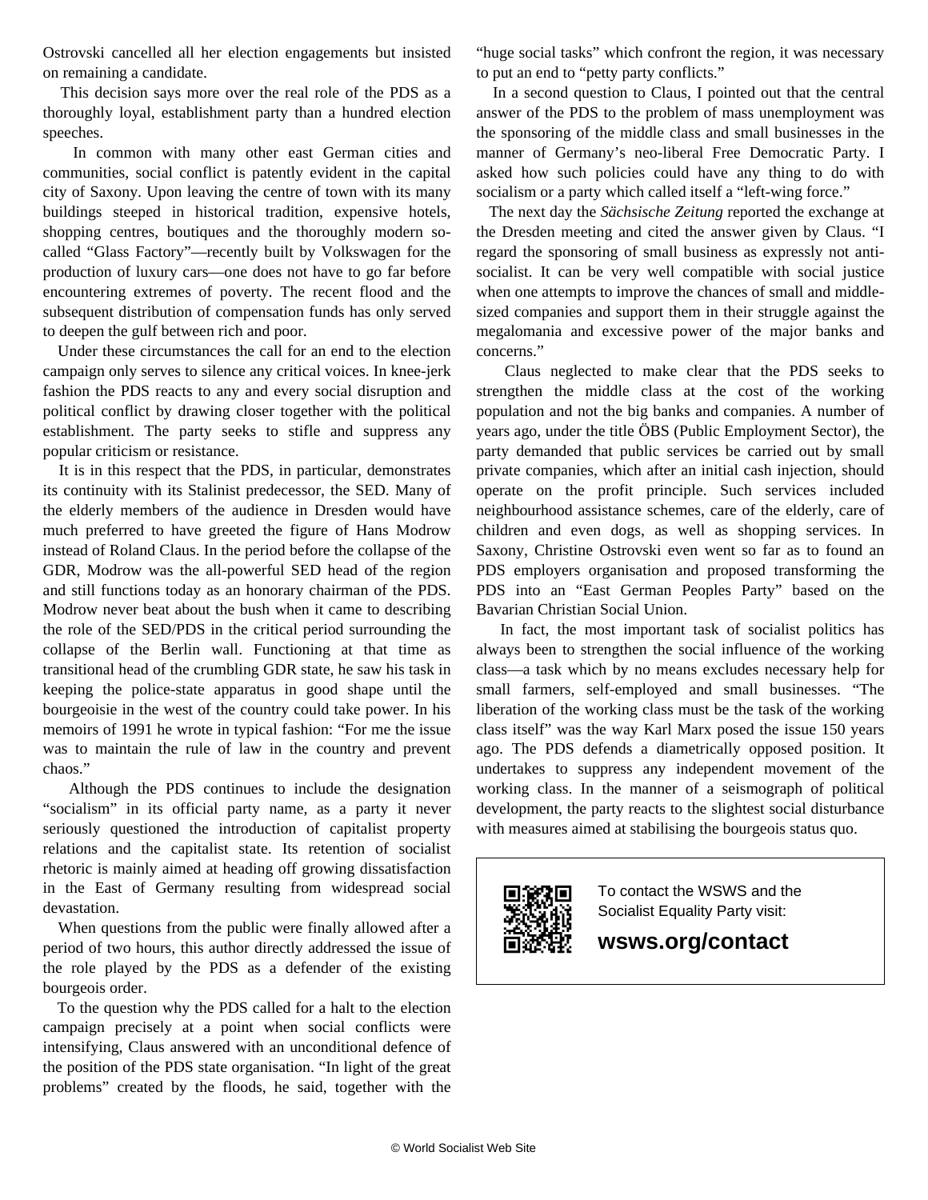Ostrovski cancelled all her election engagements but insisted on remaining a candidate.

This decision says more over the real role of the PDS as a thoroughly loyal, establishment party than a hundred election speeches.

In common with many other east German cities and communities, social conflict is patently evident in the capital city of Saxony. Upon leaving the centre of town with its many buildings steeped in historical tradition, expensive hotels, shopping centres, boutiques and the thoroughly modern so-called "Glass Factory"—recently built by Volkswagen for the production of luxury cars—one does not have to go far before encountering extremes of poverty. The recent flood and the subsequent distribution of compensation funds has only served to deepen the gulf between rich and poor.

Under these circumstances the call for an end to the election campaign only serves to silence any critical voices. In knee-jerk fashion the PDS reacts to any and every social disruption and political conflict by drawing closer together with the political establishment. The party seeks to stifle and suppress any popular criticism or resistance.

It is in this respect that the PDS, in particular, demonstrates its continuity with its Stalinist predecessor, the SED. Many of the elderly members of the audience in Dresden would have much preferred to have greeted the figure of Hans Modrow instead of Roland Claus. In the period before the collapse of the GDR, Modrow was the all-powerful SED head of the region and still functions today as an honorary chairman of the PDS. Modrow never beat about the bush when it came to describing the role of the SED/PDS in the critical period surrounding the collapse of the Berlin wall. Functioning at that time as transitional head of the crumbling GDR state, he saw his task in keeping the police-state apparatus in good shape until the bourgeoisie in the west of the country could take power. In his memoirs of 1991 he wrote in typical fashion: "For me the issue was to maintain the rule of law in the country and prevent chaos."

Although the PDS continues to include the designation "socialism" in its official party name, as a party it never seriously questioned the introduction of capitalist property relations and the capitalist state. Its retention of socialist rhetoric is mainly aimed at heading off growing dissatisfaction in the East of Germany resulting from widespread social devastation.

When questions from the public were finally allowed after a period of two hours, this author directly addressed the issue of the role played by the PDS as a defender of the existing bourgeois order.

To the question why the PDS called for a halt to the election campaign precisely at a point when social conflicts were intensifying, Claus answered with an unconditional defence of the position of the PDS state organisation. "In light of the great problems" created by the floods, he said, together with the "huge social tasks" which confront the region, it was necessary to put an end to "petty party conflicts."

In a second question to Claus, I pointed out that the central answer of the PDS to the problem of mass unemployment was the sponsoring of the middle class and small businesses in the manner of Germany's neo-liberal Free Democratic Party. I asked how such policies could have any thing to do with socialism or a party which called itself a "left-wing force."

The next day the *Sächsische Zeitung* reported the exchange at the Dresden meeting and cited the answer given by Claus. "I regard the sponsoring of small business as expressly not anti-socialist. It can be very well compatible with social justice when one attempts to improve the chances of small and middle-sized companies and support them in their struggle against the megalomania and excessive power of the major banks and concerns."

Claus neglected to make clear that the PDS seeks to strengthen the middle class at the cost of the working population and not the big banks and companies. A number of years ago, under the title ÖBS (Public Employment Sector), the party demanded that public services be carried out by small private companies, which after an initial cash injection, should operate on the profit principle. Such services included neighbourhood assistance schemes, care of the elderly, care of children and even dogs, as well as shopping services. In Saxony, Christine Ostrovski even went so far as to found an PDS employers organisation and proposed transforming the PDS into an "East German Peoples Party" based on the Bavarian Christian Social Union.

In fact, the most important task of socialist politics has always been to strengthen the social influence of the working class—a task which by no means excludes necessary help for small farmers, self-employed and small businesses. "The liberation of the working class must be the task of the working class itself" was the way Karl Marx posed the issue 150 years ago. The PDS defends a diametrically opposed position. It undertakes to suppress any independent movement of the working class. In the manner of a seismograph of political development, the party reacts to the slightest social disturbance with measures aimed at stabilising the bourgeois status quo.

To contact the WSWS and the Socialist Equality Party visit:

**wsws.org/contact**